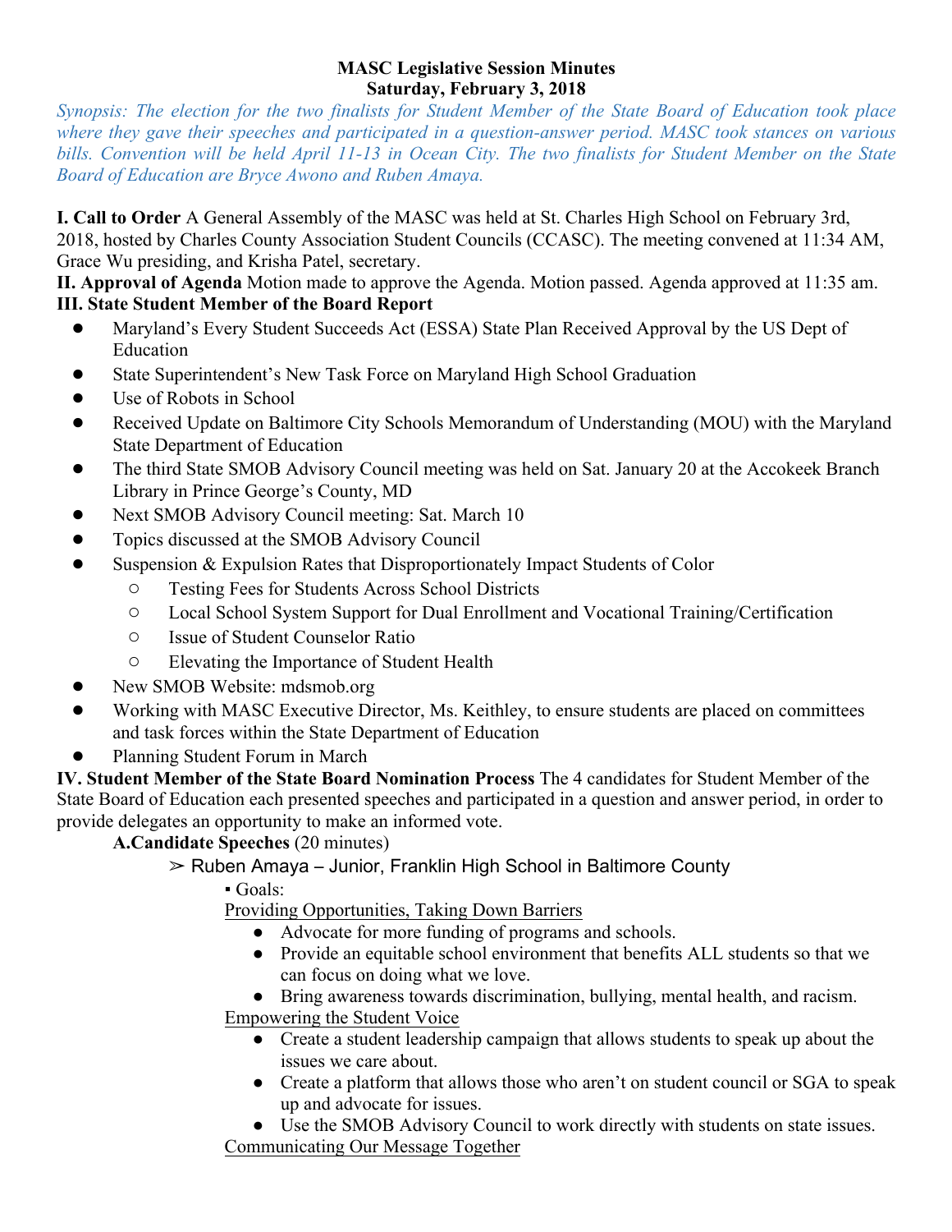**MASC Legislative Session Minutes**
**Saturday, February 3, 2018**

*Synopsis: The election for the two finalists for Student Member of the State Board of Education took place where they gave their speeches and participated in a question-answer period. MASC took stances on various bills. Convention will be held April 11-13 in Ocean City. The two finalists for Student Member on the State Board of Education are Bryce Awono and Ruben Amaya.*

**I. Call to Order** A General Assembly of the MASC was held at St. Charles High School on February 3rd, 2018, hosted by Charles County Association Student Councils (CCASC). The meeting convened at 11:34 AM, Grace Wu presiding, and Krisha Patel, secretary.

**II. Approval of Agenda** Motion made to approve the Agenda. Motion passed. Agenda approved at 11:35 am.

**III. State Student Member of the Board Report**

- Maryland's Every Student Succeeds Act (ESSA) State Plan Received Approval by the US Dept of Education
- State Superintendent's New Task Force on Maryland High School Graduation
- Use of Robots in School
- Received Update on Baltimore City Schools Memorandum of Understanding (MOU) with the Maryland State Department of Education
- The third State SMOB Advisory Council meeting was held on Sat. January 20 at the Accokeek Branch Library in Prince George's County, MD
- Next SMOB Advisory Council meeting: Sat. March 10
- Topics discussed at the SMOB Advisory Council
- Suspension & Expulsion Rates that Disproportionately Impact Students of Color
  - Testing Fees for Students Across School Districts
  - Local School System Support for Dual Enrollment and Vocational Training/Certification
  - Issue of Student Counselor Ratio
  - Elevating the Importance of Student Health
- New SMOB Website: mdsmob.org
- Working with MASC Executive Director, Ms. Keithley, to ensure students are placed on committees and task forces within the State Department of Education
- Planning Student Forum in March

**IV. Student Member of the State Board Nomination Process** The 4 candidates for Student Member of the State Board of Education each presented speeches and participated in a question and answer period, in order to provide delegates an opportunity to make an informed vote.

**A. Candidate Speeches** (20 minutes)

➢ Ruben Amaya – Junior, Franklin High School in Baltimore County

▪ Goals:

Providing Opportunities, Taking Down Barriers

- Advocate for more funding of programs and schools.
- Provide an equitable school environment that benefits ALL students so that we can focus on doing what we love.
- Bring awareness towards discrimination, bullying, mental health, and racism.

Empowering the Student Voice

- Create a student leadership campaign that allows students to speak up about the issues we care about.
- Create a platform that allows those who aren't on student council or SGA to speak up and advocate for issues.
- Use the SMOB Advisory Council to work directly with students on state issues.

Communicating Our Message Together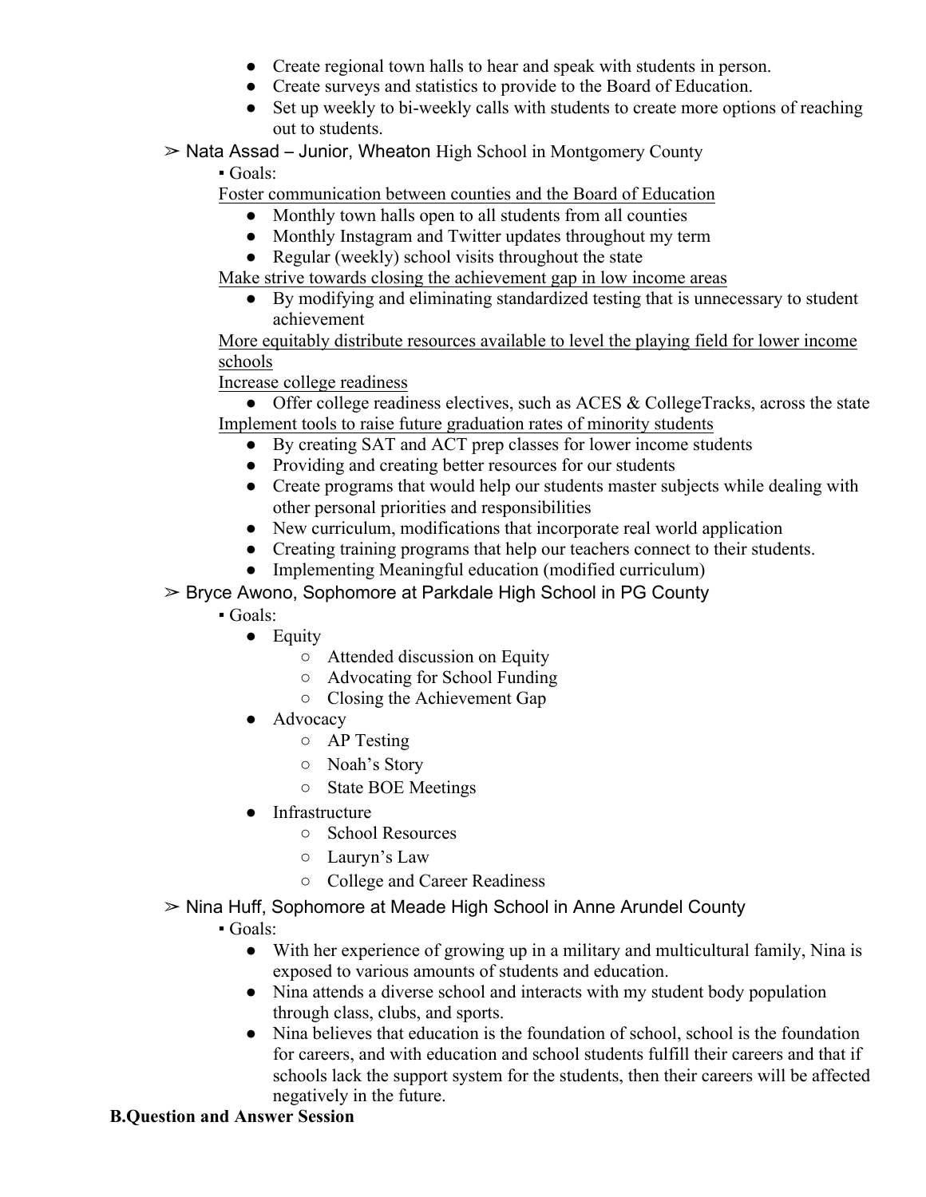- Create regional town halls to hear and speak with students in person.
- Create surveys and statistics to provide to the Board of Education.
- Set up weekly to bi-weekly calls with students to create more options of reaching out to students.

➢ Nata Assad – Junior, Wheaton High School in Montgomery County

▪ Goals:

Foster communication between counties and the Board of Education

- Monthly town halls open to all students from all counties
- Monthly Instagram and Twitter updates throughout my term
- Regular (weekly) school visits throughout the state

Make strive towards closing the achievement gap in low income areas

- By modifying and eliminating standardized testing that is unnecessary to student achievement

More equitably distribute resources available to level the playing field for lower income schools

Increase college readiness

- Offer college readiness electives, such as ACES & CollegeTracks, across the state

Implement tools to raise future graduation rates of minority students

- By creating SAT and ACT prep classes for lower income students
- Providing and creating better resources for our students
- Create programs that would help our students master subjects while dealing with other personal priorities and responsibilities
- New curriculum, modifications that incorporate real world application
- Creating training programs that help our teachers connect to their students.
- Implementing Meaningful education (modified curriculum)

➢ Bryce Awono, Sophomore at Parkdale High School in PG County

▪ Goals:

- Equity
  - Attended discussion on Equity
  - Advocating for School Funding
  - Closing the Achievement Gap
- Advocacy
  - AP Testing
  - Noah's Story
  - State BOE Meetings
- Infrastructure
  - School Resources
  - Lauryn's Law
  - College and Career Readiness

➢ Nina Huff, Sophomore at Meade High School in Anne Arundel County

▪ Goals:

- With her experience of growing up in a military and multicultural family, Nina is exposed to various amounts of students and education.
- Nina attends a diverse school and interacts with my student body population through class, clubs, and sports.
- Nina believes that education is the foundation of school, school is the foundation for careers, and with education and school students fulfill their careers and that if schools lack the support system for the students, then their careers will be affected negatively in the future.

**B.Question and Answer Session**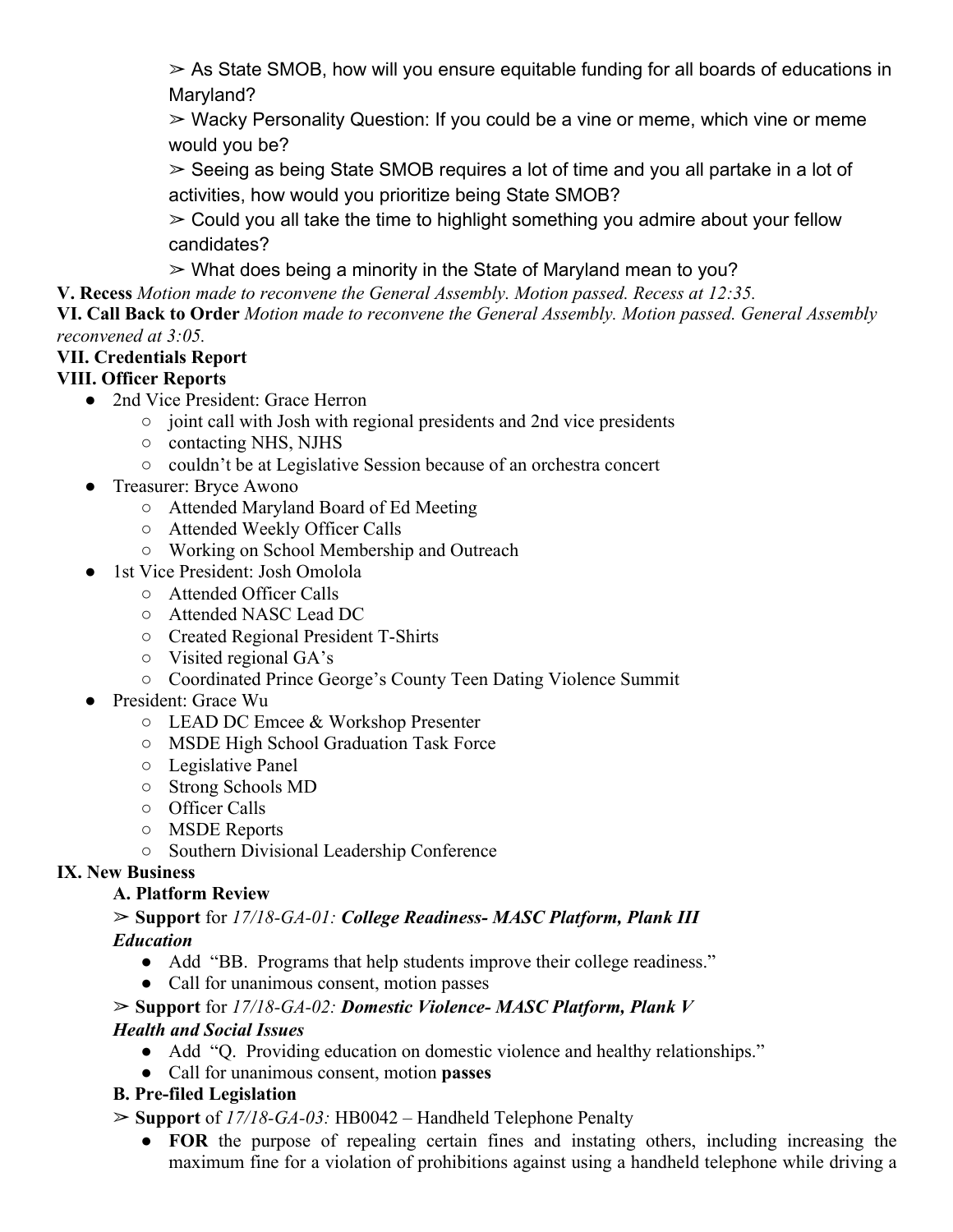➢ As State SMOB, how will you ensure equitable funding for all boards of educations in Maryland?

➢ Wacky Personality Question: If you could be a vine or meme, which vine or meme would you be?

➢ Seeing as being State SMOB requires a lot of time and you all partake in a lot of activities, how would you prioritize being State SMOB?

➢ Could you all take the time to highlight something you admire about your fellow candidates?

➢ What does being a minority in the State of Maryland mean to you?

**V. Recess** *Motion made to reconvene the General Assembly. Motion passed. Recess at 12:35.*

**VI. Call Back to Order** *Motion made to reconvene the General Assembly. Motion passed. General Assembly reconvened at 3:05.*

**VII. Credentials Report**

**VIII. Officer Reports**

- 2nd Vice President: Grace Herron
  - joint call with Josh with regional presidents and 2nd vice presidents
  - contacting NHS, NJHS
  - couldn't be at Legislative Session because of an orchestra concert
- Treasurer: Bryce Awono
  - Attended Maryland Board of Ed Meeting
  - Attended Weekly Officer Calls
  - Working on School Membership and Outreach
- 1st Vice President: Josh Omolola
  - Attended Officer Calls
  - Attended NASC Lead DC
  - Created Regional President T-Shirts
  - Visited regional GA's
  - Coordinated Prince George's County Teen Dating Violence Summit
- President: Grace Wu
  - LEAD DC Emcee & Workshop Presenter
  - MSDE High School Graduation Task Force
  - Legislative Panel
  - Strong Schools MD
  - Officer Calls
  - MSDE Reports
  - Southern Divisional Leadership Conference

**IX. New Business**

**A. Platform Review**

➢ **Support** for *17/18-GA-01:* ***College Readiness- MASC Platform, Plank III Education***

- Add "BB. Programs that help students improve their college readiness."
- Call for unanimous consent, motion passes

➢ **Support** for *17/18-GA-02:* ***Domestic Violence- MASC Platform, Plank V Health and Social Issues***

- Add "Q. Providing education on domestic violence and healthy relationships."
- Call for unanimous consent, motion **passes**

**B. Pre-filed Legislation**

➢ **Support** of *17/18-GA-03:* HB0042 – Handheld Telephone Penalty

- **FOR** the purpose of repealing certain fines and instating others, including increasing the maximum fine for a violation of prohibitions against using a handheld telephone while driving a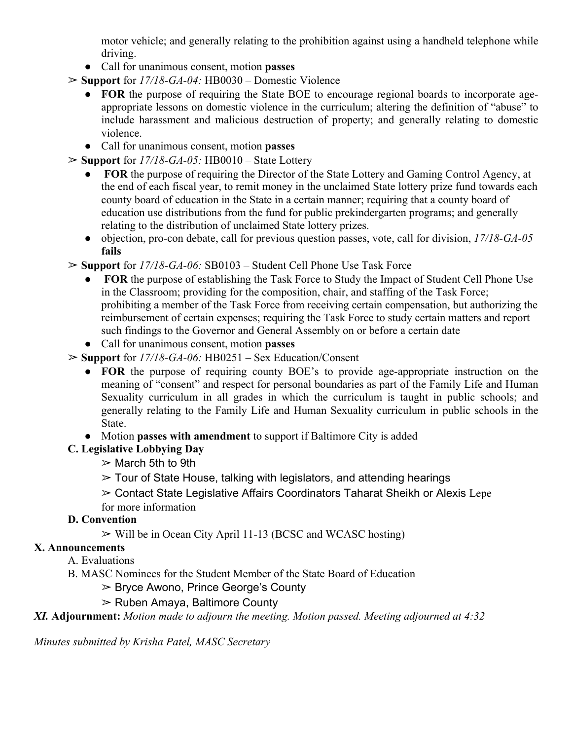motor vehicle; and generally relating to the prohibition against using a handheld telephone while driving.

- Call for unanimous consent, motion **passes**

➢ **Support** for *17/18-GA-04:* HB0030 – Domestic Violence

- **FOR** the purpose of requiring the State BOE to encourage regional boards to incorporate age-appropriate lessons on domestic violence in the curriculum; altering the definition of "abuse" to include harassment and malicious destruction of property; and generally relating to domestic violence.
- Call for unanimous consent, motion **passes**

➢ **Support** for *17/18-GA-05:* HB0010 – State Lottery

- **FOR** the purpose of requiring the Director of the State Lottery and Gaming Control Agency, at the end of each fiscal year, to remit money in the unclaimed State lottery prize fund towards each county board of education in the State in a certain manner; requiring that a county board of education use distributions from the fund for public prekindergarten programs; and generally relating to the distribution of unclaimed State lottery prizes.
- objection, pro-con debate, call for previous question passes, vote, call for division, *17/18-GA-05* **fails**

➢ **Support** for *17/18-GA-06:* SB0103 – Student Cell Phone Use Task Force

- **FOR** the purpose of establishing the Task Force to Study the Impact of Student Cell Phone Use in the Classroom; providing for the composition, chair, and staffing of the Task Force; prohibiting a member of the Task Force from receiving certain compensation, but authorizing the reimbursement of certain expenses; requiring the Task Force to study certain matters and report such findings to the Governor and General Assembly on or before a certain date
- Call for unanimous consent, motion **passes**

➢ **Support** for *17/18-GA-06:* HB0251 – Sex Education/Consent

- **FOR** the purpose of requiring county BOE's to provide age-appropriate instruction on the meaning of "consent" and respect for personal boundaries as part of the Family Life and Human Sexuality curriculum in all grades in which the curriculum is taught in public schools; and generally relating to the Family Life and Human Sexuality curriculum in public schools in the State.
- Motion **passes with amendment** to support if Baltimore City is added

**C. Legislative Lobbying Day**

➢ March 5th to 9th

➢ Tour of State House, talking with legislators, and attending hearings

➢ Contact State Legislative Affairs Coordinators Taharat Sheikh or Alexis Lepe for more information

**D. Convention**

➢ Will be in Ocean City April 11-13 (BCSC and WCASC hosting)

**X. Announcements**

A. Evaluations

B. MASC Nominees for the Student Member of the State Board of Education

➢ Bryce Awono, Prince George's County

➢ Ruben Amaya, Baltimore County

***XI.*** **Adjournment:** *Motion made to adjourn the meeting. Motion passed. Meeting adjourned at 4:32*

*Minutes submitted by Krisha Patel, MASC Secretary*